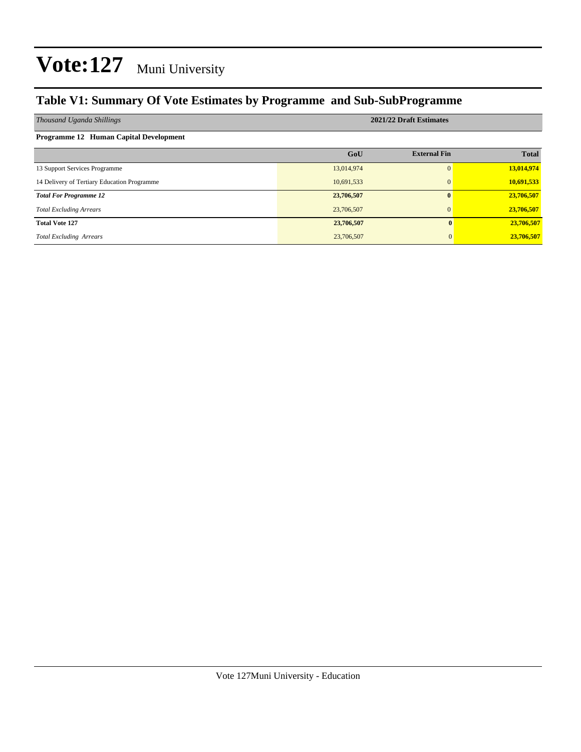# Vote:127 Muni University

## Table V1: Summary Of Vote Estimates by Programme and Sub-SubProgramme

| *Thousand Uganda Shillings* | 2021/22 Draft Estimates | | |
|---|---|---|---|
| **Programme 12 Human Capital Development** | | | |
| | **GoU** | **External Fin** | **Total** |
| 13 Support Services Programme | 13,014,974 | 0 | **13,014,974** |
| 14 Delivery of Tertiary Education Programme | 10,691,533 | 0 | **10,691,533** |
| ***Total For Programme 12*** | **23,706,507** | **0** | **23,706,507** |
| *Total Excluding Arrears* | 23,706,507 | 0 | **23,706,507** |
| **Total Vote 127** | **23,706,507** | **0** | **23,706,507** |
| *Total Excluding Arrears* | 23,706,507 | 0 | **23,706,507** |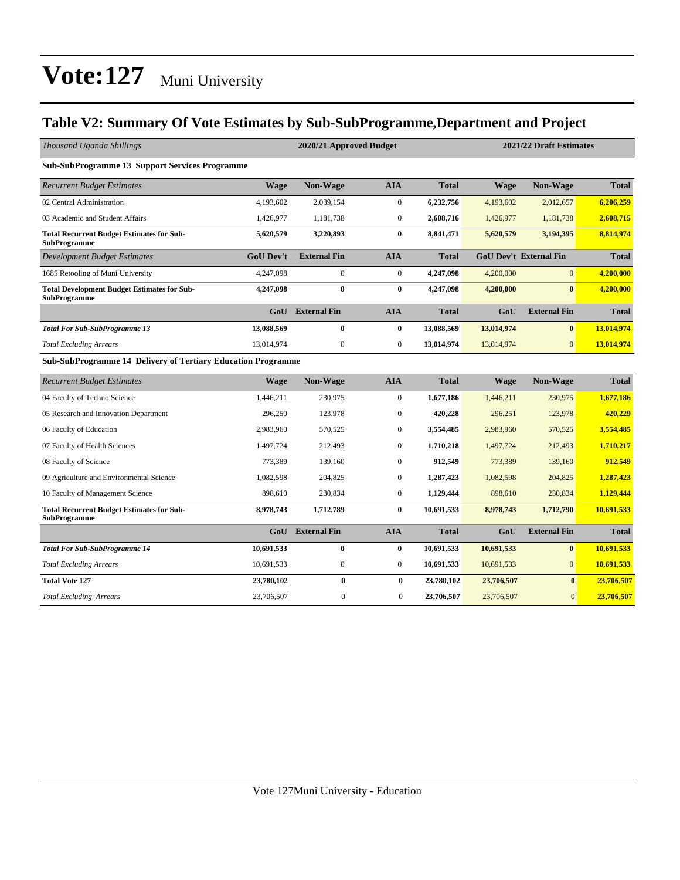# Vote:127 Muni University

## Table V2: Summary Of Vote Estimates by Sub-SubProgramme,Department and Project

| *Thousand Uganda Shillings* | 2020/21 Approved Budget | | | | 2021/22 Draft Estimates | | |
|---|---|---|---|---|---|---|---|
| **Sub-SubProgramme 13 Support Services Programme** | | | | | | | |
| *Recurrent Budget Estimates* | **Wage** | **Non-Wage** | **AIA** | **Total** | **Wage** | **Non-Wage** | **Total** |
| 02 Central Administration | 4,193,602 | 2,039,154 | 0 | **6,232,756** | 4,193,602 | 2,012,657 | **6,206,259** |
| 03 Academic and Student Affairs | 1,426,977 | 1,181,738 | 0 | **2,608,716** | 1,426,977 | 1,181,738 | **2,608,715** |
| **Total Recurrent Budget Estimates for Sub-SubProgramme** | **5,620,579** | **3,220,893** | **0** | **8,841,471** | **5,620,579** | **3,194,395** | **8,814,974** |
| *Development Budget Estimates* | **GoU Dev't** | **External Fin** | **AIA** | **Total** | **GoU Dev't** | **External Fin** | **Total** |
| 1685 Retooling of Muni University | 4,247,098 | 0 | 0 | **4,247,098** | 4,200,000 | 0 | **4,200,000** |
| **Total Development Budget Estimates for Sub-SubProgramme** | **4,247,098** | **0** | **0** | **4,247,098** | **4,200,000** | **0** | **4,200,000** |
| | **GoU** | **External Fin** | **AIA** | **Total** | **GoU** | **External Fin** | **Total** |
| ***Total For Sub-SubProgramme 13*** | **13,088,569** | **0** | **0** | **13,088,569** | **13,014,974** | **0** | **13,014,974** |
| *Total Excluding Arrears* | 13,014,974 | 0 | 0 | **13,014,974** | 13,014,974 | 0 | **13,014,974** |
| **Sub-SubProgramme 14 Delivery of Tertiary Education Programme** | | | | | | | |
| *Recurrent Budget Estimates* | **Wage** | **Non-Wage** | **AIA** | **Total** | **Wage** | **Non-Wage** | **Total** |
| 04 Faculty of Techno Science | 1,446,211 | 230,975 | 0 | **1,677,186** | 1,446,211 | 230,975 | **1,677,186** |
| 05 Research and Innovation Department | 296,250 | 123,978 | 0 | **420,228** | 296,251 | 123,978 | **420,229** |
| 06 Faculty of Education | 2,983,960 | 570,525 | 0 | **3,554,485** | 2,983,960 | 570,525 | **3,554,485** |
| 07 Faculty of Health Sciences | 1,497,724 | 212,493 | 0 | **1,710,218** | 1,497,724 | 212,493 | **1,710,217** |
| 08 Faculty of Science | 773,389 | 139,160 | 0 | **912,549** | 773,389 | 139,160 | **912,549** |
| 09 Agriculture and Environmental Science | 1,082,598 | 204,825 | 0 | **1,287,423** | 1,082,598 | 204,825 | **1,287,423** |
| 10 Faculty of Management Science | 898,610 | 230,834 | 0 | **1,129,444** | 898,610 | 230,834 | **1,129,444** |
| **Total Recurrent Budget Estimates for Sub-SubProgramme** | **8,978,743** | **1,712,789** | **0** | **10,691,533** | **8,978,743** | **1,712,790** | **10,691,533** |
| | **GoU** | **External Fin** | **AIA** | **Total** | **GoU** | **External Fin** | **Total** |
| ***Total For Sub-SubProgramme 14*** | **10,691,533** | **0** | **0** | **10,691,533** | **10,691,533** | **0** | **10,691,533** |
| *Total Excluding Arrears* | 10,691,533 | 0 | 0 | **10,691,533** | 10,691,533 | 0 | **10,691,533** |
| **Total Vote 127** | **23,780,102** | **0** | **0** | **23,780,102** | **23,706,507** | **0** | **23,706,507** |
| *Total Excluding Arrears* | 23,706,507 | 0 | 0 | **23,706,507** | 23,706,507 | 0 | **23,706,507** |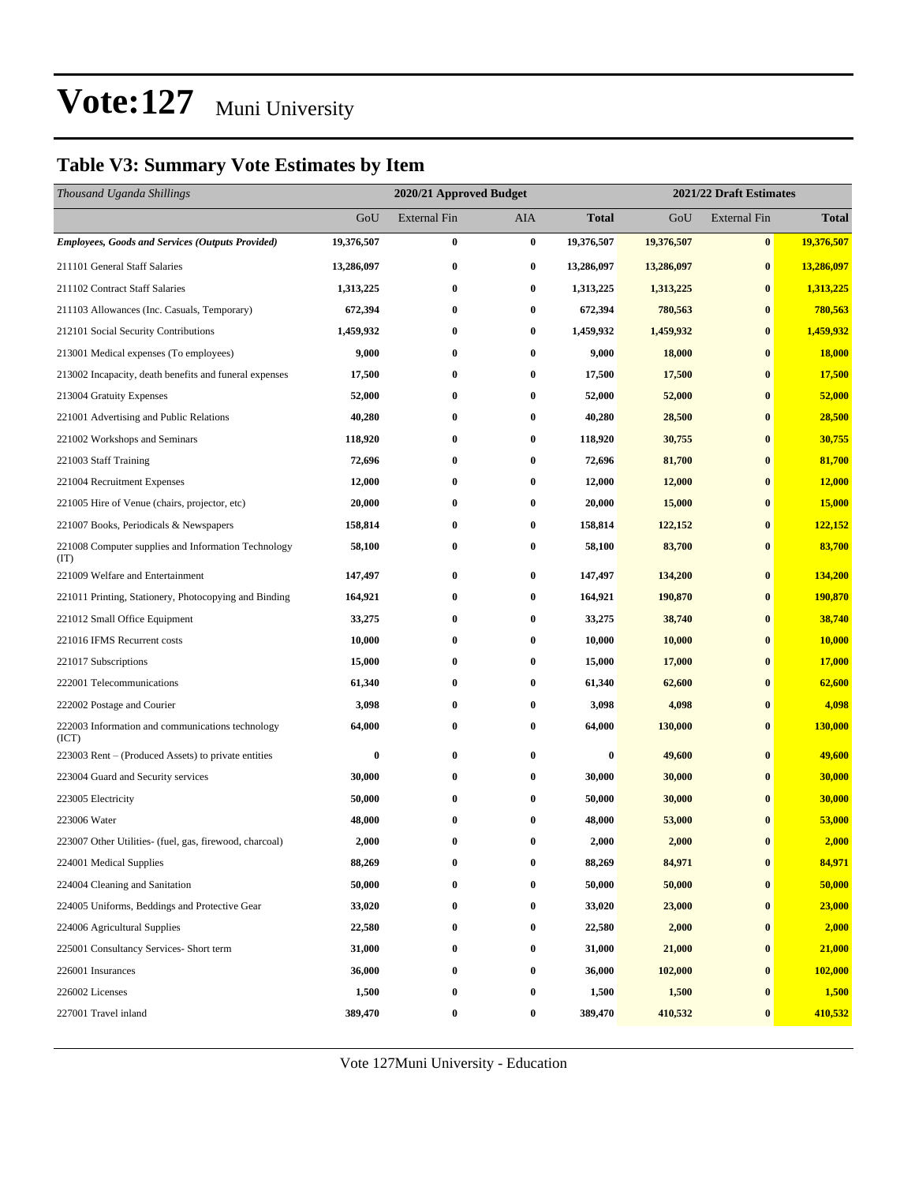# Vote:127 Muni University

## Table V3: Summary Vote Estimates by Item

| *Thousand Uganda Shillings* | 2020/21 Approved Budget | | | | 2021/22 Draft Estimates | | |
|---|---|---|---|---|---|---|---|
| | GoU | External Fin | AIA | **Total** | GoU | External Fin | **Total** |
| ***Employees, Goods and Services (Outputs Provided)*** | **19,376,507** | **0** | **0** | **19,376,507** | **19,376,507** | **0** | **19,376,507** |
| 211101 General Staff Salaries | **13,286,097** | **0** | **0** | **13,286,097** | **13,286,097** | **0** | **13,286,097** |
| 211102 Contract Staff Salaries | **1,313,225** | **0** | **0** | **1,313,225** | **1,313,225** | **0** | **1,313,225** |
| 211103 Allowances (Inc. Casuals, Temporary) | **672,394** | **0** | **0** | **672,394** | **780,563** | **0** | **780,563** |
| 212101 Social Security Contributions | **1,459,932** | **0** | **0** | **1,459,932** | **1,459,932** | **0** | **1,459,932** |
| 213001 Medical expenses (To employees) | **9,000** | **0** | **0** | **9,000** | **18,000** | **0** | **18,000** |
| 213002 Incapacity, death benefits and funeral expenses | **17,500** | **0** | **0** | **17,500** | **17,500** | **0** | **17,500** |
| 213004 Gratuity Expenses | **52,000** | **0** | **0** | **52,000** | **52,000** | **0** | **52,000** |
| 221001 Advertising and Public Relations | **40,280** | **0** | **0** | **40,280** | **28,500** | **0** | **28,500** |
| 221002 Workshops and Seminars | **118,920** | **0** | **0** | **118,920** | **30,755** | **0** | **30,755** |
| 221003 Staff Training | **72,696** | **0** | **0** | **72,696** | **81,700** | **0** | **81,700** |
| 221004 Recruitment Expenses | **12,000** | **0** | **0** | **12,000** | **12,000** | **0** | **12,000** |
| 221005 Hire of Venue (chairs, projector, etc) | **20,000** | **0** | **0** | **20,000** | **15,000** | **0** | **15,000** |
| 221007 Books, Periodicals & Newspapers | **158,814** | **0** | **0** | **158,814** | **122,152** | **0** | **122,152** |
| 221008 Computer supplies and Information Technology (IT) | **58,100** | **0** | **0** | **58,100** | **83,700** | **0** | **83,700** |
| 221009 Welfare and Entertainment | **147,497** | **0** | **0** | **147,497** | **134,200** | **0** | **134,200** |
| 221011 Printing, Stationery, Photocopying and Binding | **164,921** | **0** | **0** | **164,921** | **190,870** | **0** | **190,870** |
| 221012 Small Office Equipment | **33,275** | **0** | **0** | **33,275** | **38,740** | **0** | **38,740** |
| 221016 IFMS Recurrent costs | **10,000** | **0** | **0** | **10,000** | **10,000** | **0** | **10,000** |
| 221017 Subscriptions | **15,000** | **0** | **0** | **15,000** | **17,000** | **0** | **17,000** |
| 222001 Telecommunications | **61,340** | **0** | **0** | **61,340** | **62,600** | **0** | **62,600** |
| 222002 Postage and Courier | **3,098** | **0** | **0** | **3,098** | **4,098** | **0** | **4,098** |
| 222003 Information and communications technology (ICT) | **64,000** | **0** | **0** | **64,000** | **130,000** | **0** | **130,000** |
| 223003 Rent – (Produced Assets) to private entities | **0** | **0** | **0** | **0** | **49,600** | **0** | **49,600** |
| 223004 Guard and Security services | **30,000** | **0** | **0** | **30,000** | **30,000** | **0** | **30,000** |
| 223005 Electricity | **50,000** | **0** | **0** | **50,000** | **30,000** | **0** | **30,000** |
| 223006 Water | **48,000** | **0** | **0** | **48,000** | **53,000** | **0** | **53,000** |
| 223007 Other Utilities- (fuel, gas, firewood, charcoal) | **2,000** | **0** | **0** | **2,000** | **2,000** | **0** | **2,000** |
| 224001 Medical Supplies | **88,269** | **0** | **0** | **88,269** | **84,971** | **0** | **84,971** |
| 224004 Cleaning and Sanitation | **50,000** | **0** | **0** | **50,000** | **50,000** | **0** | **50,000** |
| 224005 Uniforms, Beddings and Protective Gear | **33,020** | **0** | **0** | **33,020** | **23,000** | **0** | **23,000** |
| 224006 Agricultural Supplies | **22,580** | **0** | **0** | **22,580** | **2,000** | **0** | **2,000** |
| 225001 Consultancy Services- Short term | **31,000** | **0** | **0** | **31,000** | **21,000** | **0** | **21,000** |
| 226001 Insurances | **36,000** | **0** | **0** | **36,000** | **102,000** | **0** | **102,000** |
| 226002 Licenses | **1,500** | **0** | **0** | **1,500** | **1,500** | **0** | **1,500** |
| 227001 Travel inland | **389,470** | **0** | **0** | **389,470** | **410,532** | **0** | **410,532** |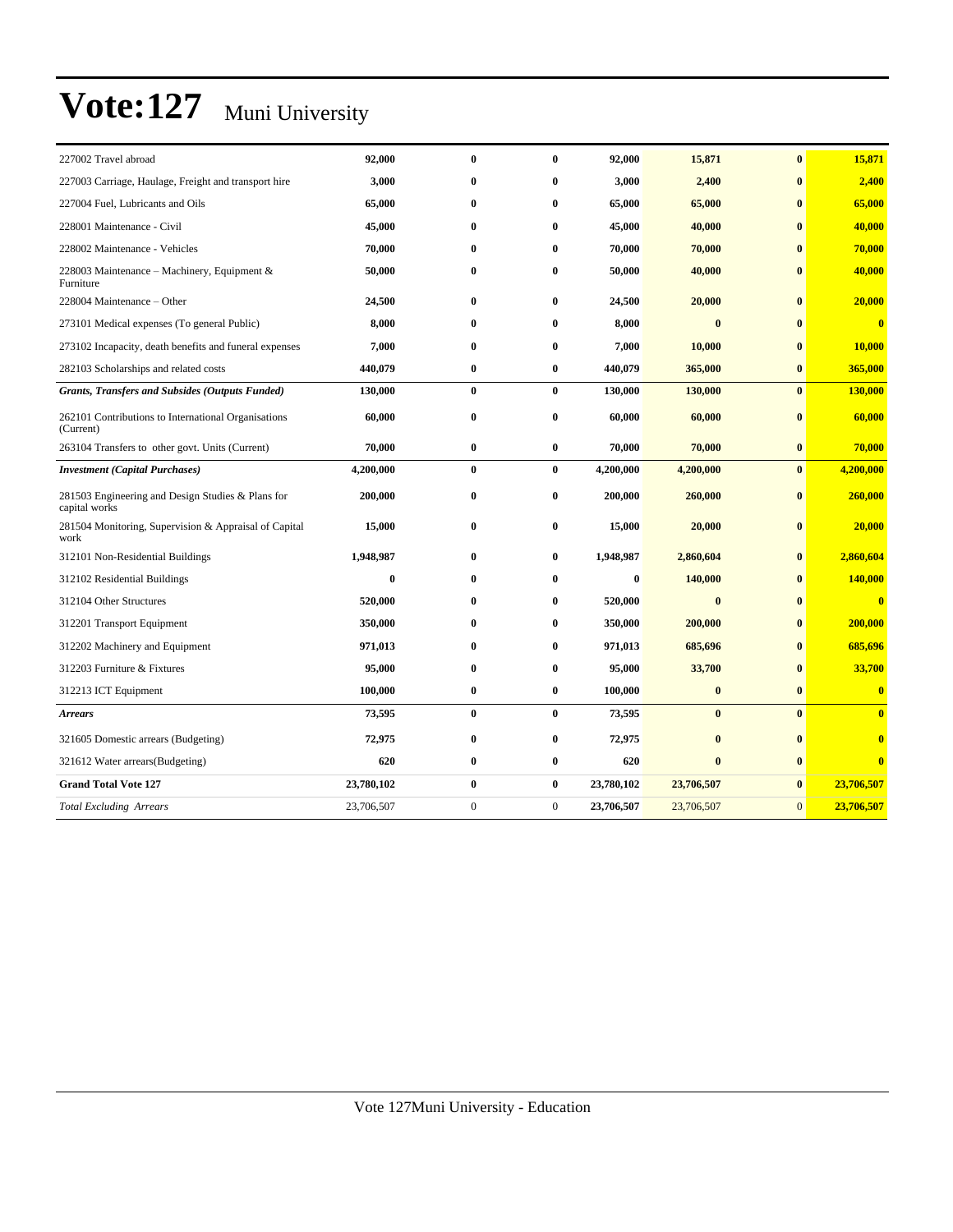# Vote:127 Muni University

| | | | | | | | |
|---|---|---|---|---|---|---|---|
| 227002 Travel abroad | **92,000** | **0** | **0** | **92,000** | **15,871** | **0** | **15,871** |
| 227003 Carriage, Haulage, Freight and transport hire | **3,000** | **0** | **0** | **3,000** | **2,400** | **0** | **2,400** |
| 227004 Fuel, Lubricants and Oils | **65,000** | **0** | **0** | **65,000** | **65,000** | **0** | **65,000** |
| 228001 Maintenance - Civil | **45,000** | **0** | **0** | **45,000** | **40,000** | **0** | **40,000** |
| 228002 Maintenance - Vehicles | **70,000** | **0** | **0** | **70,000** | **70,000** | **0** | **70,000** |
| 228003 Maintenance – Machinery, Equipment & Furniture | **50,000** | **0** | **0** | **50,000** | **40,000** | **0** | **40,000** |
| 228004 Maintenance – Other | **24,500** | **0** | **0** | **24,500** | **20,000** | **0** | **20,000** |
| 273101 Medical expenses (To general Public) | **8,000** | **0** | **0** | **8,000** | **0** | **0** | **0** |
| 273102 Incapacity, death benefits and funeral expenses | **7,000** | **0** | **0** | **7,000** | **10,000** | **0** | **10,000** |
| 282103 Scholarships and related costs | **440,079** | **0** | **0** | **440,079** | **365,000** | **0** | **365,000** |
| ***Grants, Transfers and Subsides (Outputs Funded)*** | **130,000** | **0** | **0** | **130,000** | **130,000** | **0** | **130,000** |
| 262101 Contributions to International Organisations (Current) | **60,000** | **0** | **0** | **60,000** | **60,000** | **0** | **60,000** |
| 263104 Transfers to other govt. Units (Current) | **70,000** | **0** | **0** | **70,000** | **70,000** | **0** | **70,000** |
| ***Investment (Capital Purchases)*** | **4,200,000** | **0** | **0** | **4,200,000** | **4,200,000** | **0** | **4,200,000** |
| 281503 Engineering and Design Studies & Plans for capital works | **200,000** | **0** | **0** | **200,000** | **260,000** | **0** | **260,000** |
| 281504 Monitoring, Supervision & Appraisal of Capital work | **15,000** | **0** | **0** | **15,000** | **20,000** | **0** | **20,000** |
| 312101 Non-Residential Buildings | **1,948,987** | **0** | **0** | **1,948,987** | **2,860,604** | **0** | **2,860,604** |
| 312102 Residential Buildings | **0** | **0** | **0** | **0** | **140,000** | **0** | **140,000** |
| 312104 Other Structures | **520,000** | **0** | **0** | **520,000** | **0** | **0** | **0** |
| 312201 Transport Equipment | **350,000** | **0** | **0** | **350,000** | **200,000** | **0** | **200,000** |
| 312202 Machinery and Equipment | **971,013** | **0** | **0** | **971,013** | **685,696** | **0** | **685,696** |
| 312203 Furniture & Fixtures | **95,000** | **0** | **0** | **95,000** | **33,700** | **0** | **33,700** |
| 312213 ICT Equipment | **100,000** | **0** | **0** | **100,000** | **0** | **0** | **0** |
| ***Arrears*** | **73,595** | **0** | **0** | **73,595** | **0** | **0** | **0** |
| 321605 Domestic arrears (Budgeting) | **72,975** | **0** | **0** | **72,975** | **0** | **0** | **0** |
| 321612 Water arrears(Budgeting) | **620** | **0** | **0** | **620** | **0** | **0** | **0** |
| **Grand Total Vote 127** | **23,780,102** | **0** | **0** | **23,780,102** | **23,706,507** | **0** | **23,706,507** |
| *Total Excluding Arrears* | 23,706,507 | 0 | 0 | **23,706,507** | 23,706,507 | 0 | **23,706,507** |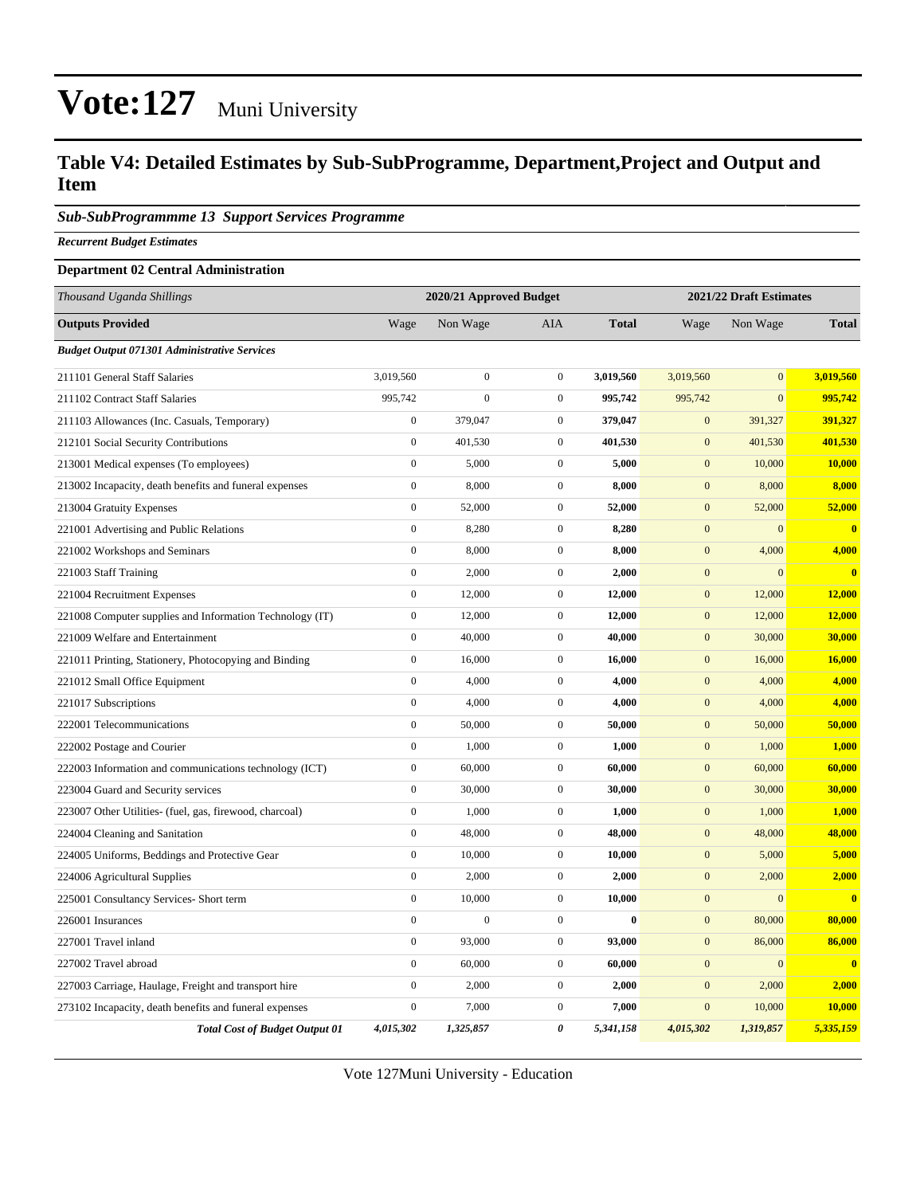# Vote:127 Muni University

## Table V4: Detailed Estimates by Sub-SubProgramme, Department,Project and Output and Item

***Sub-SubProgrammme 13 Support Services Programme***

***Recurrent Budget Estimates***

**Department 02 Central Administration**

| *Thousand Uganda Shillings* | 2020/21 Approved Budget | | | | 2021/22 Draft Estimates | | |
|---|---|---|---|---|---|---|---|
| **Outputs Provided** | Wage | Non Wage | AIA | **Total** | Wage | Non Wage | **Total** |
| ***Budget Output 071301 Administrative Services*** | | | | | | | |
| 211101 General Staff Salaries | 3,019,560 | 0 | 0 | **3,019,560** | 3,019,560 | 0 | **3,019,560** |
| 211102 Contract Staff Salaries | 995,742 | 0 | 0 | **995,742** | 995,742 | 0 | **995,742** |
| 211103 Allowances (Inc. Casuals, Temporary) | 0 | 379,047 | 0 | **379,047** | 0 | 391,327 | **391,327** |
| 212101 Social Security Contributions | 0 | 401,530 | 0 | **401,530** | 0 | 401,530 | **401,530** |
| 213001 Medical expenses (To employees) | 0 | 5,000 | 0 | **5,000** | 0 | 10,000 | **10,000** |
| 213002 Incapacity, death benefits and funeral expenses | 0 | 8,000 | 0 | **8,000** | 0 | 8,000 | **8,000** |
| 213004 Gratuity Expenses | 0 | 52,000 | 0 | **52,000** | 0 | 52,000 | **52,000** |
| 221001 Advertising and Public Relations | 0 | 8,280 | 0 | **8,280** | 0 | 0 | **0** |
| 221002 Workshops and Seminars | 0 | 8,000 | 0 | **8,000** | 0 | 4,000 | **4,000** |
| 221003 Staff Training | 0 | 2,000 | 0 | **2,000** | 0 | 0 | **0** |
| 221004 Recruitment Expenses | 0 | 12,000 | 0 | **12,000** | 0 | 12,000 | **12,000** |
| 221008 Computer supplies and Information Technology (IT) | 0 | 12,000 | 0 | **12,000** | 0 | 12,000 | **12,000** |
| 221009 Welfare and Entertainment | 0 | 40,000 | 0 | **40,000** | 0 | 30,000 | **30,000** |
| 221011 Printing, Stationery, Photocopying and Binding | 0 | 16,000 | 0 | **16,000** | 0 | 16,000 | **16,000** |
| 221012 Small Office Equipment | 0 | 4,000 | 0 | **4,000** | 0 | 4,000 | **4,000** |
| 221017 Subscriptions | 0 | 4,000 | 0 | **4,000** | 0 | 4,000 | **4,000** |
| 222001 Telecommunications | 0 | 50,000 | 0 | **50,000** | 0 | 50,000 | **50,000** |
| 222002 Postage and Courier | 0 | 1,000 | 0 | **1,000** | 0 | 1,000 | **1,000** |
| 222003 Information and communications technology (ICT) | 0 | 60,000 | 0 | **60,000** | 0 | 60,000 | **60,000** |
| 223004 Guard and Security services | 0 | 30,000 | 0 | **30,000** | 0 | 30,000 | **30,000** |
| 223007 Other Utilities- (fuel, gas, firewood, charcoal) | 0 | 1,000 | 0 | **1,000** | 0 | 1,000 | **1,000** |
| 224004 Cleaning and Sanitation | 0 | 48,000 | 0 | **48,000** | 0 | 48,000 | **48,000** |
| 224005 Uniforms, Beddings and Protective Gear | 0 | 10,000 | 0 | **10,000** | 0 | 5,000 | **5,000** |
| 224006 Agricultural Supplies | 0 | 2,000 | 0 | **2,000** | 0 | 2,000 | **2,000** |
| 225001 Consultancy Services- Short term | 0 | 10,000 | 0 | **10,000** | 0 | 0 | **0** |
| 226001 Insurances | 0 | 0 | 0 | **0** | 0 | 80,000 | **80,000** |
| 227001 Travel inland | 0 | 93,000 | 0 | **93,000** | 0 | 86,000 | **86,000** |
| 227002 Travel abroad | 0 | 60,000 | 0 | **60,000** | 0 | 0 | **0** |
| 227003 Carriage, Haulage, Freight and transport hire | 0 | 2,000 | 0 | **2,000** | 0 | 2,000 | **2,000** |
| 273102 Incapacity, death benefits and funeral expenses | 0 | 7,000 | 0 | **7,000** | 0 | 10,000 | **10,000** |
| ***Total Cost of Budget Output 01*** | ***4,015,302*** | ***1,325,857*** | ***0*** | ***5,341,158*** | ***4,015,302*** | ***1,319,857*** | ***5,335,159*** |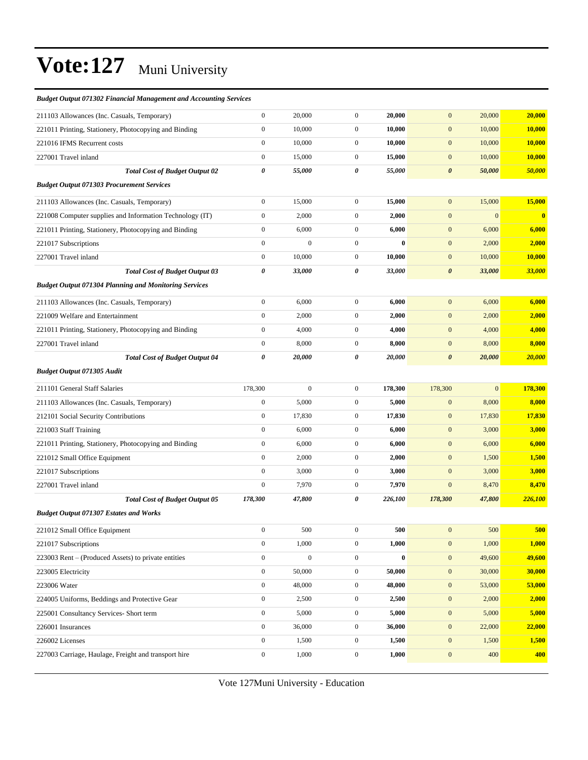# Vote:127 Muni University

***Budget Output 071302 Financial Management and Accounting Services***

| | | | | | | | |
|---|---|---|---|---|---|---|---|
| 211103 Allowances (Inc. Casuals, Temporary) | 0 | 20,000 | 0 | **20,000** | 0 | 20,000 | **20,000** |
| 221011 Printing, Stationery, Photocopying and Binding | 0 | 10,000 | 0 | **10,000** | 0 | 10,000 | **10,000** |
| 221016 IFMS Recurrent costs | 0 | 10,000 | 0 | **10,000** | 0 | 10,000 | **10,000** |
| 227001 Travel inland | 0 | 15,000 | 0 | **15,000** | 0 | 10,000 | **10,000** |
| ***Total Cost of Budget Output 02*** | ***0*** | ***55,000*** | ***0*** | ***55,000*** | ***0*** | ***50,000*** | ***50,000*** |
| ***Budget Output 071303 Procurement Services*** | | | | | | | |
| 211103 Allowances (Inc. Casuals, Temporary) | 0 | 15,000 | 0 | **15,000** | 0 | 15,000 | **15,000** |
| 221008 Computer supplies and Information Technology (IT) | 0 | 2,000 | 0 | **2,000** | 0 | 0 | **0** |
| 221011 Printing, Stationery, Photocopying and Binding | 0 | 6,000 | 0 | **6,000** | 0 | 6,000 | **6,000** |
| 221017 Subscriptions | 0 | 0 | 0 | **0** | 0 | 2,000 | **2,000** |
| 227001 Travel inland | 0 | 10,000 | 0 | **10,000** | 0 | 10,000 | **10,000** |
| ***Total Cost of Budget Output 03*** | ***0*** | ***33,000*** | ***0*** | ***33,000*** | ***0*** | ***33,000*** | ***33,000*** |
| ***Budget Output 071304 Planning and Monitoring Services*** | | | | | | | |
| 211103 Allowances (Inc. Casuals, Temporary) | 0 | 6,000 | 0 | **6,000** | 0 | 6,000 | **6,000** |
| 221009 Welfare and Entertainment | 0 | 2,000 | 0 | **2,000** | 0 | 2,000 | **2,000** |
| 221011 Printing, Stationery, Photocopying and Binding | 0 | 4,000 | 0 | **4,000** | 0 | 4,000 | **4,000** |
| 227001 Travel inland | 0 | 8,000 | 0 | **8,000** | 0 | 8,000 | **8,000** |
| ***Total Cost of Budget Output 04*** | ***0*** | ***20,000*** | ***0*** | ***20,000*** | ***0*** | ***20,000*** | ***20,000*** |
| ***Budget Output 071305 Audit*** | | | | | | | |
| 211101 General Staff Salaries | 178,300 | 0 | 0 | **178,300** | 178,300 | 0 | **178,300** |
| 211103 Allowances (Inc. Casuals, Temporary) | 0 | 5,000 | 0 | **5,000** | 0 | 8,000 | **8,000** |
| 212101 Social Security Contributions | 0 | 17,830 | 0 | **17,830** | 0 | 17,830 | **17,830** |
| 221003 Staff Training | 0 | 6,000 | 0 | **6,000** | 0 | 3,000 | **3,000** |
| 221011 Printing, Stationery, Photocopying and Binding | 0 | 6,000 | 0 | **6,000** | 0 | 6,000 | **6,000** |
| 221012 Small Office Equipment | 0 | 2,000 | 0 | **2,000** | 0 | 1,500 | **1,500** |
| 221017 Subscriptions | 0 | 3,000 | 0 | **3,000** | 0 | 3,000 | **3,000** |
| 227001 Travel inland | 0 | 7,970 | 0 | **7,970** | 0 | 8,470 | **8,470** |
| ***Total Cost of Budget Output 05*** | ***178,300*** | ***47,800*** | ***0*** | ***226,100*** | ***178,300*** | ***47,800*** | ***226,100*** |
| ***Budget Output 071307 Estates and Works*** | | | | | | | |
| 221012 Small Office Equipment | 0 | 500 | 0 | **500** | 0 | 500 | **500** |
| 221017 Subscriptions | 0 | 1,000 | 0 | **1,000** | 0 | 1,000 | **1,000** |
| 223003 Rent – (Produced Assets) to private entities | 0 | 0 | 0 | **0** | 0 | 49,600 | **49,600** |
| 223005 Electricity | 0 | 50,000 | 0 | **50,000** | 0 | 30,000 | **30,000** |
| 223006 Water | 0 | 48,000 | 0 | **48,000** | 0 | 53,000 | **53,000** |
| 224005 Uniforms, Beddings and Protective Gear | 0 | 2,500 | 0 | **2,500** | 0 | 2,000 | **2,000** |
| 225001 Consultancy Services- Short term | 0 | 5,000 | 0 | **5,000** | 0 | 5,000 | **5,000** |
| 226001 Insurances | 0 | 36,000 | 0 | **36,000** | 0 | 22,000 | **22,000** |
| 226002 Licenses | 0 | 1,500 | 0 | **1,500** | 0 | 1,500 | **1,500** |
| 227003 Carriage, Haulage, Freight and transport hire | 0 | 1,000 | 0 | **1,000** | 0 | 400 | **400** |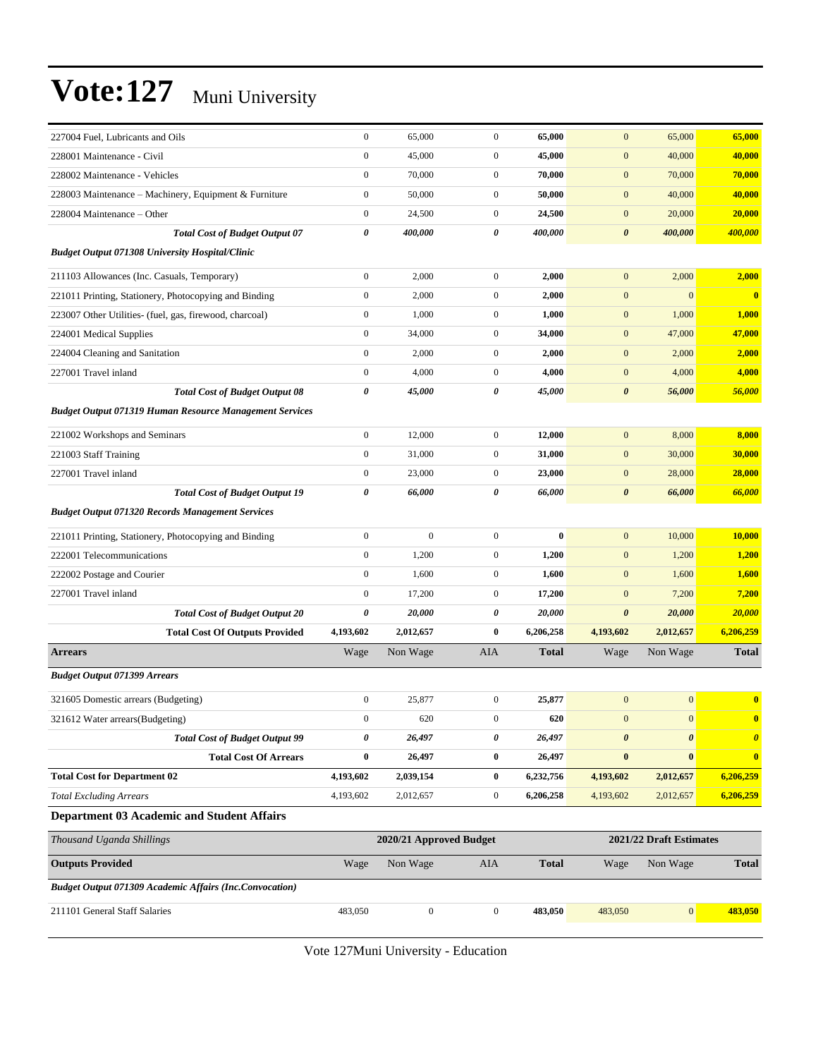# Vote:127 Muni University

| | | | | | | | |
|---|---|---|---|---|---|---|---|
| 227004 Fuel, Lubricants and Oils | 0 | 65,000 | 0 | **65,000** | 0 | 65,000 | **65,000** |
| 228001 Maintenance - Civil | 0 | 45,000 | 0 | **45,000** | 0 | 40,000 | **40,000** |
| 228002 Maintenance - Vehicles | 0 | 70,000 | 0 | **70,000** | 0 | 70,000 | **70,000** |
| 228003 Maintenance – Machinery, Equipment & Furniture | 0 | 50,000 | 0 | **50,000** | 0 | 40,000 | **40,000** |
| 228004 Maintenance – Other | 0 | 24,500 | 0 | **24,500** | 0 | 20,000 | **20,000** |
| ***Total Cost of Budget Output 07*** | ***0*** | ***400,000*** | ***0*** | ***400,000*** | ***0*** | ***400,000*** | ***400,000*** |
| ***Budget Output 071308 University Hospital/Clinic*** | | | | | | | |
| 211103 Allowances (Inc. Casuals, Temporary) | 0 | 2,000 | 0 | **2,000** | 0 | 2,000 | **2,000** |
| 221011 Printing, Stationery, Photocopying and Binding | 0 | 2,000 | 0 | **2,000** | 0 | 0 | **0** |
| 223007 Other Utilities- (fuel, gas, firewood, charcoal) | 0 | 1,000 | 0 | **1,000** | 0 | 1,000 | **1,000** |
| 224001 Medical Supplies | 0 | 34,000 | 0 | **34,000** | 0 | 47,000 | **47,000** |
| 224004 Cleaning and Sanitation | 0 | 2,000 | 0 | **2,000** | 0 | 2,000 | **2,000** |
| 227001 Travel inland | 0 | 4,000 | 0 | **4,000** | 0 | 4,000 | **4,000** |
| ***Total Cost of Budget Output 08*** | ***0*** | ***45,000*** | ***0*** | ***45,000*** | ***0*** | ***56,000*** | ***56,000*** |
| ***Budget Output 071319 Human Resource Management Services*** | | | | | | | |
| 221002 Workshops and Seminars | 0 | 12,000 | 0 | **12,000** | 0 | 8,000 | **8,000** |
| 221003 Staff Training | 0 | 31,000 | 0 | **31,000** | 0 | 30,000 | **30,000** |
| 227001 Travel inland | 0 | 23,000 | 0 | **23,000** | 0 | 28,000 | **28,000** |
| ***Total Cost of Budget Output 19*** | ***0*** | ***66,000*** | ***0*** | ***66,000*** | ***0*** | ***66,000*** | ***66,000*** |
| ***Budget Output 071320 Records Management Services*** | | | | | | | |
| 221011 Printing, Stationery, Photocopying and Binding | 0 | 0 | 0 | **0** | 0 | 10,000 | **10,000** |
| 222001 Telecommunications | 0 | 1,200 | 0 | **1,200** | 0 | 1,200 | **1,200** |
| 222002 Postage and Courier | 0 | 1,600 | 0 | **1,600** | 0 | 1,600 | **1,600** |
| 227001 Travel inland | 0 | 17,200 | 0 | **17,200** | 0 | 7,200 | **7,200** |
| ***Total Cost of Budget Output 20*** | ***0*** | ***20,000*** | ***0*** | ***20,000*** | ***0*** | ***20,000*** | ***20,000*** |
| **Total Cost Of Outputs Provided** | **4,193,602** | **2,012,657** | **0** | **6,206,258** | **4,193,602** | **2,012,657** | **6,206,259** |
| **Arrears** | Wage | Non Wage | AIA | **Total** | Wage | Non Wage | **Total** |
| ***Budget Output 071399 Arrears*** | | | | | | | |
| 321605 Domestic arrears (Budgeting) | 0 | 25,877 | 0 | **25,877** | 0 | 0 | **0** |
| 321612 Water arrears(Budgeting) | 0 | 620 | 0 | **620** | 0 | 0 | **0** |
| ***Total Cost of Budget Output 99*** | ***0*** | ***26,497*** | ***0*** | ***26,497*** | ***0*** | ***0*** | ***0*** |
| **Total Cost Of Arrears** | **0** | **26,497** | **0** | **26,497** | **0** | **0** | **0** |
| **Total Cost for Department 02** | **4,193,602** | **2,039,154** | **0** | **6,232,756** | **4,193,602** | **2,012,657** | **6,206,259** |
| *Total Excluding Arrears* | 4,193,602 | 2,012,657 | 0 | **6,206,258** | 4,193,602 | 2,012,657 | **6,206,259** |

### Department 03 Academic and Student Affairs

| *Thousand Uganda Shillings* | | **2020/21 Approved Budget** | | | | **2021/22 Draft Estimates** | |
|---|---|---|---|---|---|---|---|
| **Outputs Provided** | Wage | Non Wage | AIA | **Total** | Wage | Non Wage | **Total** |
| ***Budget Output 071309 Academic Affairs (Inc.Convocation)*** | | | | | | | |
| 211101 General Staff Salaries | 483,050 | 0 | 0 | **483,050** | 483,050 | 0 | **483,050** |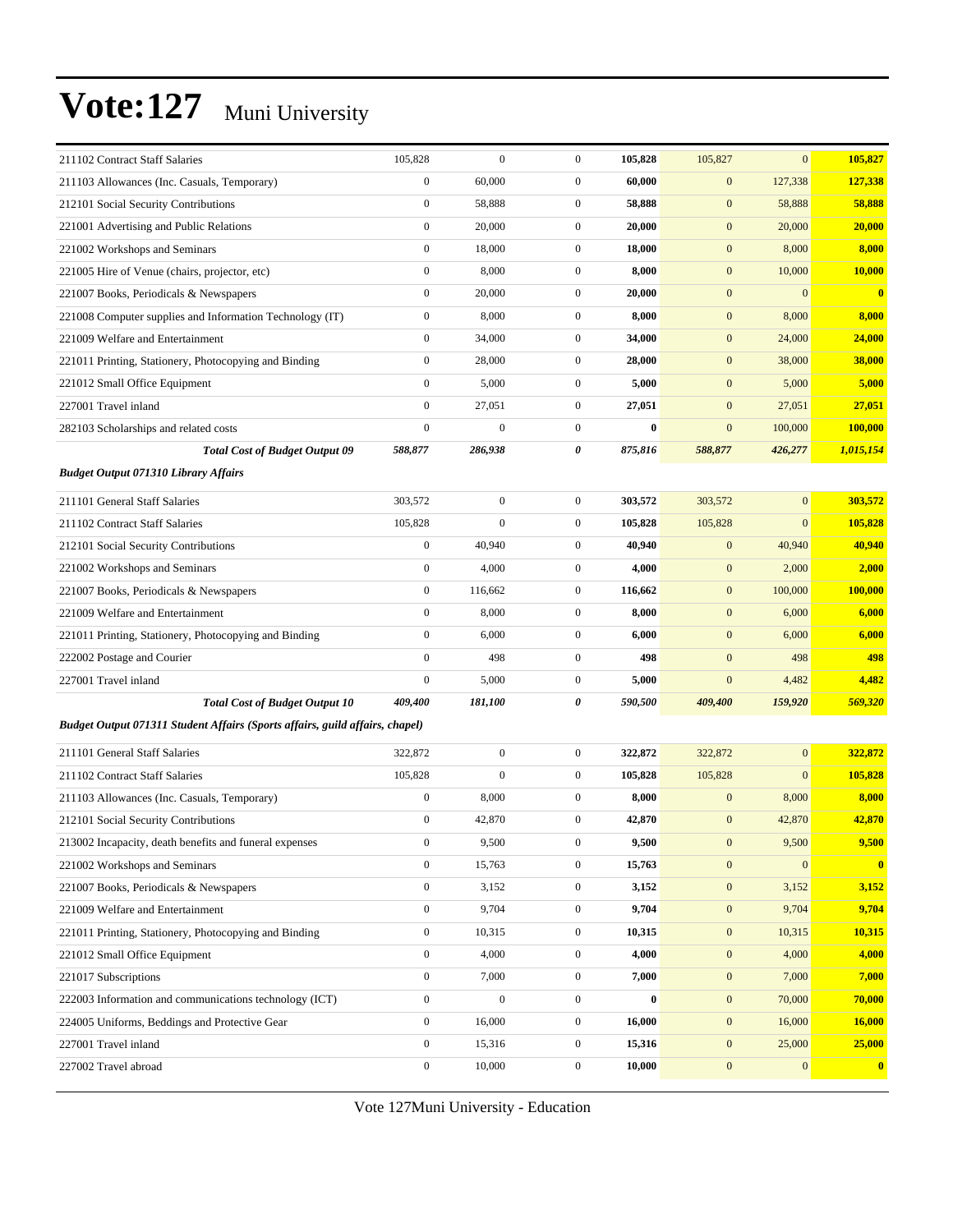# Vote:127 Muni University

| | | | | | | | |
|---|---|---|---|---|---|---|---|
| 211102 Contract Staff Salaries | 105,828 | 0 | 0 | **105,828** | 105,827 | 0 | **105,827** |
| 211103 Allowances (Inc. Casuals, Temporary) | 0 | 60,000 | 0 | **60,000** | 0 | 127,338 | **127,338** |
| 212101 Social Security Contributions | 0 | 58,888 | 0 | **58,888** | 0 | 58,888 | **58,888** |
| 221001 Advertising and Public Relations | 0 | 20,000 | 0 | **20,000** | 0 | 20,000 | **20,000** |
| 221002 Workshops and Seminars | 0 | 18,000 | 0 | **18,000** | 0 | 8,000 | **8,000** |
| 221005 Hire of Venue (chairs, projector, etc) | 0 | 8,000 | 0 | **8,000** | 0 | 10,000 | **10,000** |
| 221007 Books, Periodicals & Newspapers | 0 | 20,000 | 0 | **20,000** | 0 | 0 | **0** |
| 221008 Computer supplies and Information Technology (IT) | 0 | 8,000 | 0 | **8,000** | 0 | 8,000 | **8,000** |
| 221009 Welfare and Entertainment | 0 | 34,000 | 0 | **34,000** | 0 | 24,000 | **24,000** |
| 221011 Printing, Stationery, Photocopying and Binding | 0 | 28,000 | 0 | **28,000** | 0 | 38,000 | **38,000** |
| 221012 Small Office Equipment | 0 | 5,000 | 0 | **5,000** | 0 | 5,000 | **5,000** |
| 227001 Travel inland | 0 | 27,051 | 0 | **27,051** | 0 | 27,051 | **27,051** |
| 282103 Scholarships and related costs | 0 | 0 | 0 | **0** | 0 | 100,000 | **100,000** |
| ***Total Cost of Budget Output 09*** | ***588,877*** | ***286,938*** | ***0*** | ***875,816*** | ***588,877*** | ***426,277*** | ***1,015,154*** |
| ***Budget Output 071310 Library Affairs*** | | | | | | | |
| 211101 General Staff Salaries | 303,572 | 0 | 0 | **303,572** | 303,572 | 0 | **303,572** |
| 211102 Contract Staff Salaries | 105,828 | 0 | 0 | **105,828** | 105,828 | 0 | **105,828** |
| 212101 Social Security Contributions | 0 | 40,940 | 0 | **40,940** | 0 | 40,940 | **40,940** |
| 221002 Workshops and Seminars | 0 | 4,000 | 0 | **4,000** | 0 | 2,000 | **2,000** |
| 221007 Books, Periodicals & Newspapers | 0 | 116,662 | 0 | **116,662** | 0 | 100,000 | **100,000** |
| 221009 Welfare and Entertainment | 0 | 8,000 | 0 | **8,000** | 0 | 6,000 | **6,000** |
| 221011 Printing, Stationery, Photocopying and Binding | 0 | 6,000 | 0 | **6,000** | 0 | 6,000 | **6,000** |
| 222002 Postage and Courier | 0 | 498 | 0 | **498** | 0 | 498 | **498** |
| 227001 Travel inland | 0 | 5,000 | 0 | **5,000** | 0 | 4,482 | **4,482** |
| ***Total Cost of Budget Output 10*** | ***409,400*** | ***181,100*** | ***0*** | ***590,500*** | ***409,400*** | ***159,920*** | ***569,320*** |
| ***Budget Output 071311 Student Affairs (Sports affairs, guild affairs, chapel)*** | | | | | | | |
| 211101 General Staff Salaries | 322,872 | 0 | 0 | **322,872** | 322,872 | 0 | **322,872** |
| 211102 Contract Staff Salaries | 105,828 | 0 | 0 | **105,828** | 105,828 | 0 | **105,828** |
| 211103 Allowances (Inc. Casuals, Temporary) | 0 | 8,000 | 0 | **8,000** | 0 | 8,000 | **8,000** |
| 212101 Social Security Contributions | 0 | 42,870 | 0 | **42,870** | 0 | 42,870 | **42,870** |
| 213002 Incapacity, death benefits and funeral expenses | 0 | 9,500 | 0 | **9,500** | 0 | 9,500 | **9,500** |
| 221002 Workshops and Seminars | 0 | 15,763 | 0 | **15,763** | 0 | 0 | **0** |
| 221007 Books, Periodicals & Newspapers | 0 | 3,152 | 0 | **3,152** | 0 | 3,152 | **3,152** |
| 221009 Welfare and Entertainment | 0 | 9,704 | 0 | **9,704** | 0 | 9,704 | **9,704** |
| 221011 Printing, Stationery, Photocopying and Binding | 0 | 10,315 | 0 | **10,315** | 0 | 10,315 | **10,315** |
| 221012 Small Office Equipment | 0 | 4,000 | 0 | **4,000** | 0 | 4,000 | **4,000** |
| 221017 Subscriptions | 0 | 7,000 | 0 | **7,000** | 0 | 7,000 | **7,000** |
| 222003 Information and communications technology (ICT) | 0 | 0 | 0 | **0** | 0 | 70,000 | **70,000** |
| 224005 Uniforms, Beddings and Protective Gear | 0 | 16,000 | 0 | **16,000** | 0 | 16,000 | **16,000** |
| 227001 Travel inland | 0 | 15,316 | 0 | **15,316** | 0 | 25,000 | **25,000** |
| 227002 Travel abroad | 0 | 10,000 | 0 | **10,000** | 0 | 0 | **0** |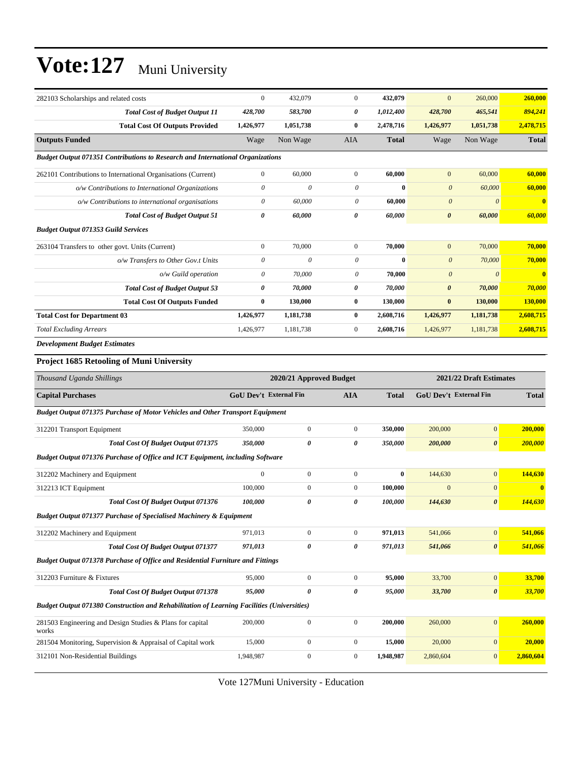# Vote:127 Muni University

| | Wage | Non Wage | AIA | Total | Wage | Non Wage | Total |
|---|---|---|---|---|---|---|---|
| 282103 Scholarships and related costs | 0 | 432,079 | 0 | **432,079** | 0 | 260,000 | **260,000** |
| ***Total Cost of Budget Output 11*** | ***428,700*** | ***583,700*** | ***0*** | ***1,012,400*** | ***428,700*** | ***465,541*** | ***894,241*** |
| **Total Cost Of Outputs Provided** | **1,426,977** | **1,051,738** | **0** | **2,478,716** | **1,426,977** | **1,051,738** | **2,478,715** |
| **Outputs Funded** | Wage | Non Wage | AIA | **Total** | Wage | Non Wage | **Total** |
| ***Budget Output 071351 Contributions to Research and International Organizations*** | | | | | | | |
| 262101 Contributions to International Organisations (Current) | 0 | 60,000 | 0 | **60,000** | 0 | 60,000 | **60,000** |
| *o/w Contributions to International Organizations* | *0* | *0* | *0* | **0** | *0* | *60,000* | **60,000** |
| *o/w Contributions to international organisations* | *0* | *60,000* | *0* | **60,000** | *0* | *0* | **0** |
| ***Total Cost of Budget Output 51*** | ***0*** | ***60,000*** | ***0*** | ***60,000*** | ***0*** | ***60,000*** | ***60,000*** |
| ***Budget Output 071353 Guild Services*** | | | | | | | |
| 263104 Transfers to other govt. Units (Current) | 0 | 70,000 | 0 | **70,000** | 0 | 70,000 | **70,000** |
| *o/w Transfers to Other Gov.t Units* | *0* | *0* | *0* | **0** | *0* | *70,000* | **70,000** |
| *o/w Guild operation* | *0* | *70,000* | *0* | **70,000** | *0* | *0* | **0** |
| ***Total Cost of Budget Output 53*** | ***0*** | ***70,000*** | ***0*** | ***70,000*** | ***0*** | ***70,000*** | ***70,000*** |
| **Total Cost Of Outputs Funded** | **0** | **130,000** | **0** | **130,000** | **0** | **130,000** | **130,000** |
| **Total Cost for Department 03** | **1,426,977** | **1,181,738** | **0** | **2,608,716** | **1,426,977** | **1,181,738** | **2,608,715** |
| *Total Excluding Arrears* | 1,426,977 | 1,181,738 | 0 | **2,608,716** | 1,426,977 | 1,181,738 | **2,608,715** |

***Development Budget Estimates***

### Project 1685 Retooling of Muni University

| *Thousand Uganda Shillings* | 2020/21 Approved Budget | | | | 2021/22 Draft Estimates | | |
|---|---|---|---|---|---|---|---|
| **Capital Purchases** | **GoU Dev't** | **External Fin** | **AIA** | **Total** | **GoU Dev't** | **External Fin** | **Total** |
| ***Budget Output 071375 Purchase of Motor Vehicles and Other Transport Equipment*** | | | | | | | |
| 312201 Transport Equipment | 350,000 | 0 | 0 | **350,000** | 200,000 | 0 | **200,000** |
| ***Total Cost Of Budget Output 071375*** | ***350,000*** | ***0*** | ***0*** | ***350,000*** | ***200,000*** | ***0*** | ***200,000*** |
| ***Budget Output 071376 Purchase of Office and ICT Equipment, including Software*** | | | | | | | |
| 312202 Machinery and Equipment | 0 | 0 | 0 | **0** | 144,630 | 0 | **144,630** |
| 312213 ICT Equipment | 100,000 | 0 | 0 | **100,000** | 0 | 0 | **0** |
| ***Total Cost Of Budget Output 071376*** | ***100,000*** | ***0*** | ***0*** | ***100,000*** | ***144,630*** | ***0*** | ***144,630*** |
| ***Budget Output 071377 Purchase of Specialised Machinery & Equipment*** | | | | | | | |
| 312202 Machinery and Equipment | 971,013 | 0 | 0 | **971,013** | 541,066 | 0 | **541,066** |
| ***Total Cost Of Budget Output 071377*** | ***971,013*** | ***0*** | ***0*** | ***971,013*** | ***541,066*** | ***0*** | ***541,066*** |
| ***Budget Output 071378 Purchase of Office and Residential Furniture and Fittings*** | | | | | | | |
| 312203 Furniture & Fixtures | 95,000 | 0 | 0 | **95,000** | 33,700 | 0 | **33,700** |
| ***Total Cost Of Budget Output 071378*** | ***95,000*** | ***0*** | ***0*** | ***95,000*** | ***33,700*** | ***0*** | ***33,700*** |
| ***Budget Output 071380 Construction and Rehabilitation of Learning Facilities (Universities)*** | | | | | | | |
| 281503 Engineering and Design Studies & Plans for capital works | 200,000 | 0 | 0 | **200,000** | 260,000 | 0 | **260,000** |
| 281504 Monitoring, Supervision & Appraisal of Capital work | 15,000 | 0 | 0 | **15,000** | 20,000 | 0 | **20,000** |
| 312101 Non-Residential Buildings | 1,948,987 | 0 | 0 | **1,948,987** | 2,860,604 | 0 | **2,860,604** |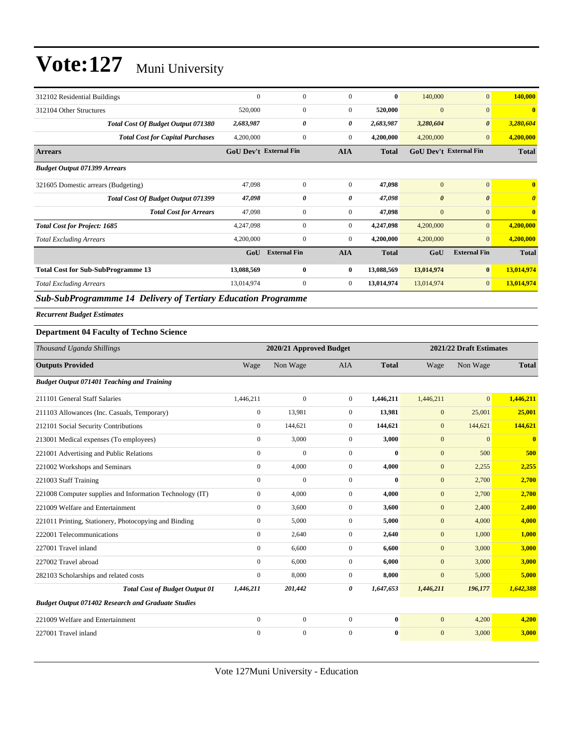# Vote:127 Muni University

| | | | | | | | |
|---|---|---|---|---|---|---|---|
| 312102 Residential Buildings | 0 | 0 | 0 | **0** | 140,000 | 0 | **140,000** |
| 312104 Other Structures | 520,000 | 0 | 0 | **520,000** | 0 | 0 | **0** |
| ***Total Cost Of Budget Output 071380*** | ***2,683,987*** | ***0*** | ***0*** | ***2,683,987*** | ***3,280,604*** | ***0*** | ***3,280,604*** |
| ***Total Cost for Capital Purchases*** | 4,200,000 | 0 | 0 | **4,200,000** | 4,200,000 | 0 | **4,200,000** |
| **Arrears** | **GoU Dev't** | **External Fin** | **AIA** | **Total** | **GoU Dev't** | **External Fin** | **Total** |
| ***Budget Output 071399 Arrears*** | | | | | | | |
| 321605 Domestic arrears (Budgeting) | 47,098 | 0 | 0 | **47,098** | 0 | 0 | **0** |
| ***Total Cost Of Budget Output 071399*** | ***47,098*** | ***0*** | ***0*** | ***47,098*** | ***0*** | ***0*** | ***0*** |
| ***Total Cost for Arrears*** | 47,098 | 0 | 0 | **47,098** | 0 | 0 | **0** |
| ***Total Cost for Project: 1685*** | 4,247,098 | 0 | 0 | **4,247,098** | 4,200,000 | 0 | **4,200,000** |
| *Total Excluding Arrears* | 4,200,000 | 0 | 0 | **4,200,000** | 4,200,000 | 0 | **4,200,000** |
| | **GoU** | **External Fin** | **AIA** | **Total** | **GoU** | **External Fin** | **Total** |
| **Total Cost for Sub-SubProgramme 13** | **13,088,569** | **0** | **0** | **13,088,569** | **13,014,974** | **0** | **13,014,974** |
| *Total Excluding Arrears* | 13,014,974 | 0 | 0 | **13,014,974** | 13,014,974 | 0 | **13,014,974** |

## *Sub-SubProgrammme 14 Delivery of Tertiary Education Programme*

***Recurrent Budget Estimates***

### Department 04 Faculty of Techno Science

| *Thousand Uganda Shillings* | 2020/21 Approved Budget | | | | 2021/22 Draft Estimates | | |
|---|---|---|---|---|---|---|---|
| **Outputs Provided** | Wage | Non Wage | AIA | **Total** | Wage | Non Wage | **Total** |
| ***Budget Output 071401 Teaching and Training*** | | | | | | | |
| 211101 General Staff Salaries | 1,446,211 | 0 | 0 | **1,446,211** | 1,446,211 | 0 | **1,446,211** |
| 211103 Allowances (Inc. Casuals, Temporary) | 0 | 13,981 | 0 | **13,981** | 0 | 25,001 | **25,001** |
| 212101 Social Security Contributions | 0 | 144,621 | 0 | **144,621** | 0 | 144,621 | **144,621** |
| 213001 Medical expenses (To employees) | 0 | 3,000 | 0 | **3,000** | 0 | 0 | **0** |
| 221001 Advertising and Public Relations | 0 | 0 | 0 | **0** | 0 | 500 | **500** |
| 221002 Workshops and Seminars | 0 | 4,000 | 0 | **4,000** | 0 | 2,255 | **2,255** |
| 221003 Staff Training | 0 | 0 | 0 | **0** | 0 | 2,700 | **2,700** |
| 221008 Computer supplies and Information Technology (IT) | 0 | 4,000 | 0 | **4,000** | 0 | 2,700 | **2,700** |
| 221009 Welfare and Entertainment | 0 | 3,600 | 0 | **3,600** | 0 | 2,400 | **2,400** |
| 221011 Printing, Stationery, Photocopying and Binding | 0 | 5,000 | 0 | **5,000** | 0 | 4,000 | **4,000** |
| 222001 Telecommunications | 0 | 2,640 | 0 | **2,640** | 0 | 1,000 | **1,000** |
| 227001 Travel inland | 0 | 6,600 | 0 | **6,600** | 0 | 3,000 | **3,000** |
| 227002 Travel abroad | 0 | 6,000 | 0 | **6,000** | 0 | 3,000 | **3,000** |
| 282103 Scholarships and related costs | 0 | 8,000 | 0 | **8,000** | 0 | 5,000 | **5,000** |
| ***Total Cost of Budget Output 01*** | ***1,446,211*** | ***201,442*** | ***0*** | ***1,647,653*** | ***1,446,211*** | ***196,177*** | ***1,642,388*** |
| ***Budget Output 071402 Research and Graduate Studies*** | | | | | | | |
| 221009 Welfare and Entertainment | 0 | 0 | 0 | **0** | 0 | 4,200 | **4,200** |
| 227001 Travel inland | 0 | 0 | 0 | **0** | 0 | 3,000 | **3,000** |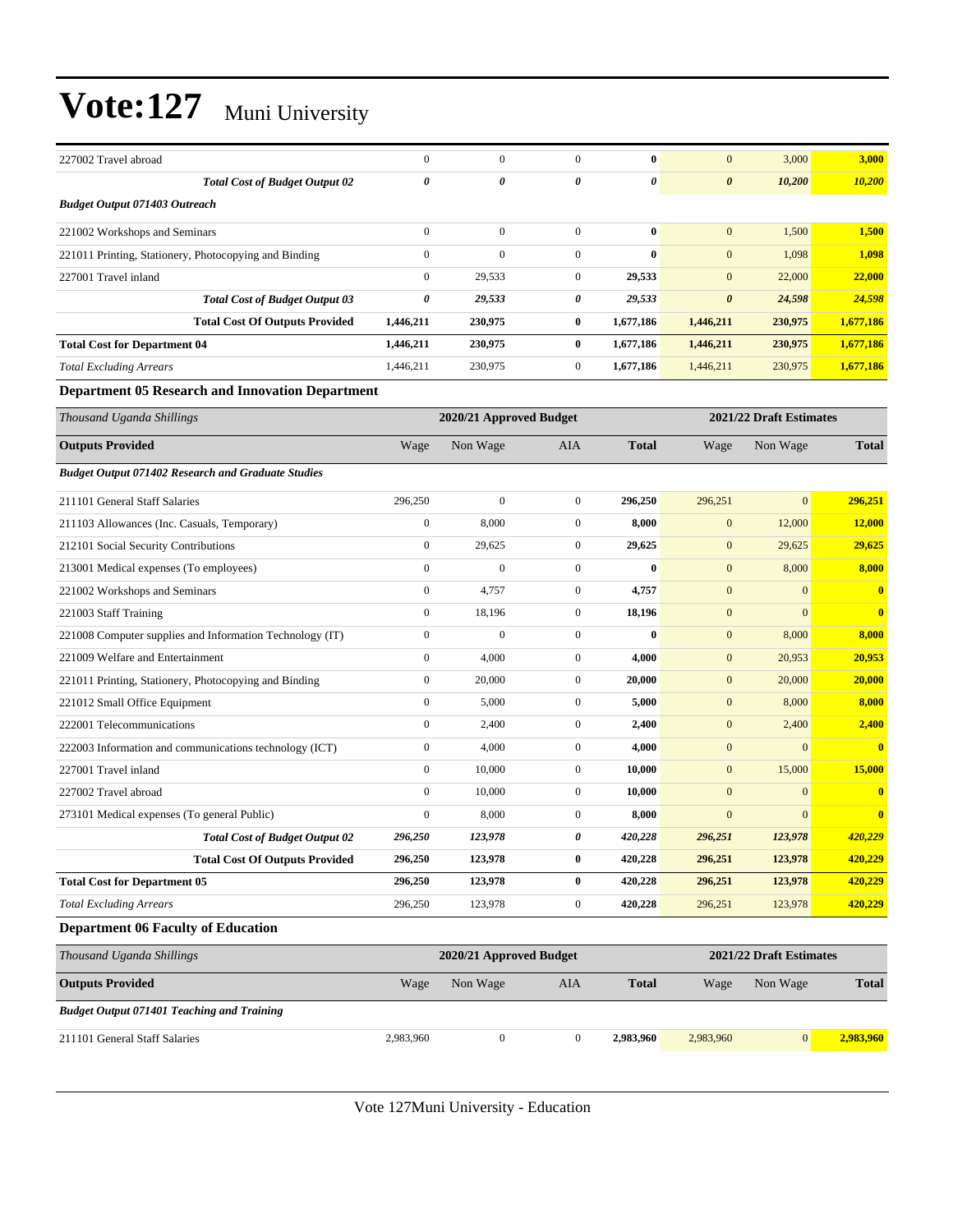| | | | | | | | |
|---|---|---|---|---|---|---|---|
| 227002 Travel abroad | 0 | 0 | 0 | **0** | 0 | 3,000 | **3,000** |
| ***Total Cost of Budget Output 02*** | ***0*** | ***0*** | ***0*** | ***0*** | ***0*** | ***10,200*** | ***10,200*** |
| ***Budget Output 071403 Outreach*** | | | | | | | |
| 221002 Workshops and Seminars | 0 | 0 | 0 | **0** | 0 | 1,500 | **1,500** |
| 221011 Printing, Stationery, Photocopying and Binding | 0 | 0 | 0 | **0** | 0 | 1,098 | **1,098** |
| 227001 Travel inland | 0 | 29,533 | 0 | **29,533** | 0 | 22,000 | **22,000** |
| ***Total Cost of Budget Output 03*** | ***0*** | ***29,533*** | ***0*** | ***29,533*** | ***0*** | ***24,598*** | ***24,598*** |
| **Total Cost Of Outputs Provided** | **1,446,211** | **230,975** | **0** | **1,677,186** | **1,446,211** | **230,975** | **1,677,186** |
| **Total Cost for Department 04** | **1,446,211** | **230,975** | **0** | **1,677,186** | **1,446,211** | **230,975** | **1,677,186** |
| *Total Excluding Arrears* | 1,446,211 | 230,975 | 0 | **1,677,186** | 1,446,211 | 230,975 | **1,677,186** |

### Department 05 Research and Innovation Department

| *Thousand Uganda Shillings* | 2020/21 Approved Budget | | | | 2021/22 Draft Estimates | | |
|---|---|---|---|---|---|---|---|
| **Outputs Provided** | Wage | Non Wage | AIA | **Total** | Wage | Non Wage | **Total** |
| ***Budget Output 071402 Research and Graduate Studies*** | | | | | | | |
| 211101 General Staff Salaries | 296,250 | 0 | 0 | **296,250** | 296,251 | 0 | **296,251** |
| 211103 Allowances (Inc. Casuals, Temporary) | 0 | 8,000 | 0 | **8,000** | 0 | 12,000 | **12,000** |
| 212101 Social Security Contributions | 0 | 29,625 | 0 | **29,625** | 0 | 29,625 | **29,625** |
| 213001 Medical expenses (To employees) | 0 | 0 | 0 | **0** | 0 | 8,000 | **8,000** |
| 221002 Workshops and Seminars | 0 | 4,757 | 0 | **4,757** | 0 | 0 | **0** |
| 221003 Staff Training | 0 | 18,196 | 0 | **18,196** | 0 | 0 | **0** |
| 221008 Computer supplies and Information Technology (IT) | 0 | 0 | 0 | **0** | 0 | 8,000 | **8,000** |
| 221009 Welfare and Entertainment | 0 | 4,000 | 0 | **4,000** | 0 | 20,953 | **20,953** |
| 221011 Printing, Stationery, Photocopying and Binding | 0 | 20,000 | 0 | **20,000** | 0 | 20,000 | **20,000** |
| 221012 Small Office Equipment | 0 | 5,000 | 0 | **5,000** | 0 | 8,000 | **8,000** |
| 222001 Telecommunications | 0 | 2,400 | 0 | **2,400** | 0 | 2,400 | **2,400** |
| 222003 Information and communications technology (ICT) | 0 | 4,000 | 0 | **4,000** | 0 | 0 | **0** |
| 227001 Travel inland | 0 | 10,000 | 0 | **10,000** | 0 | 15,000 | **15,000** |
| 227002 Travel abroad | 0 | 10,000 | 0 | **10,000** | 0 | 0 | **0** |
| 273101 Medical expenses (To general Public) | 0 | 8,000 | 0 | **8,000** | 0 | 0 | **0** |
| ***Total Cost of Budget Output 02*** | ***296,250*** | ***123,978*** | ***0*** | ***420,228*** | ***296,251*** | ***123,978*** | ***420,229*** |
| **Total Cost Of Outputs Provided** | **296,250** | **123,978** | **0** | **420,228** | **296,251** | **123,978** | **420,229** |
| **Total Cost for Department 05** | **296,250** | **123,978** | **0** | **420,228** | **296,251** | **123,978** | **420,229** |
| *Total Excluding Arrears* | 296,250 | 123,978 | 0 | **420,228** | 296,251 | 123,978 | **420,229** |

### Department 06 Faculty of Education

| *Thousand Uganda Shillings* | 2020/21 Approved Budget | | | | 2021/22 Draft Estimates | | |
|---|---|---|---|---|---|---|---|
| **Outputs Provided** | Wage | Non Wage | AIA | **Total** | Wage | Non Wage | **Total** |
| ***Budget Output 071401 Teaching and Training*** | | | | | | | |
| 211101 General Staff Salaries | 2,983,960 | 0 | 0 | **2,983,960** | 2,983,960 | 0 | **2,983,960** |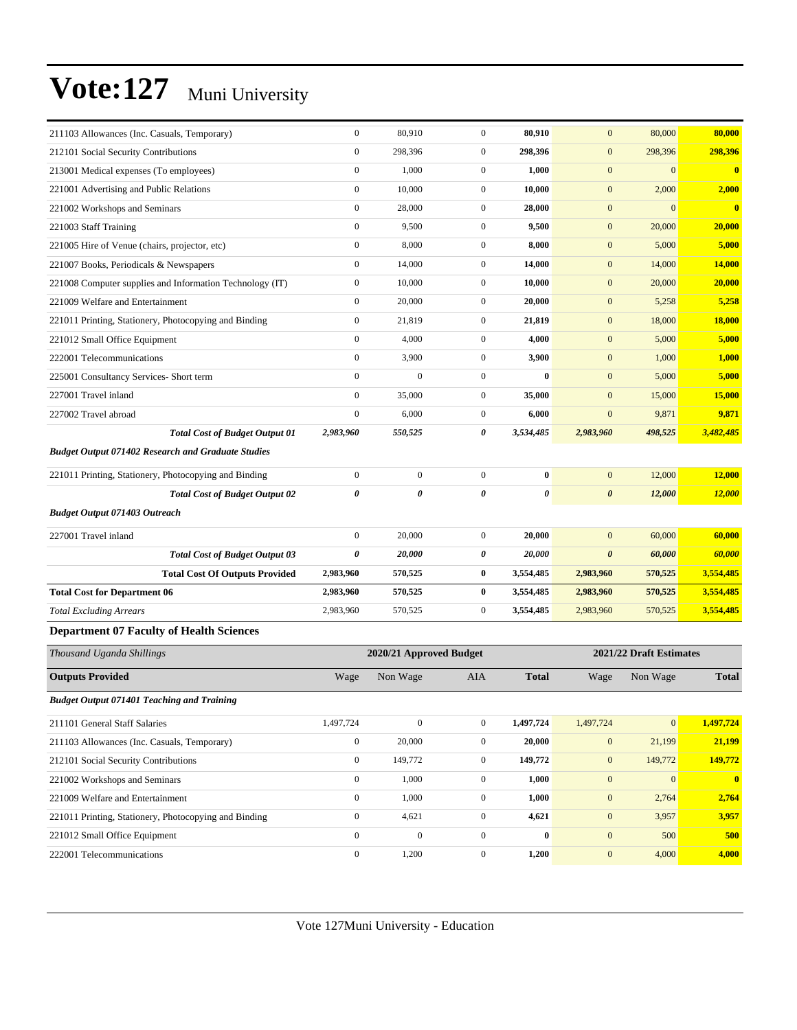# Vote:127 Muni University

| | | | | | | | |
|---|---|---|---|---|---|---|---|
| 211103 Allowances (Inc. Casuals, Temporary) | 0 | 80,910 | 0 | **80,910** | 0 | 80,000 | **80,000** |
| 212101 Social Security Contributions | 0 | 298,396 | 0 | **298,396** | 0 | 298,396 | **298,396** |
| 213001 Medical expenses (To employees) | 0 | 1,000 | 0 | **1,000** | 0 | 0 | **0** |
| 221001 Advertising and Public Relations | 0 | 10,000 | 0 | **10,000** | 0 | 2,000 | **2,000** |
| 221002 Workshops and Seminars | 0 | 28,000 | 0 | **28,000** | 0 | 0 | **0** |
| 221003 Staff Training | 0 | 9,500 | 0 | **9,500** | 0 | 20,000 | **20,000** |
| 221005 Hire of Venue (chairs, projector, etc) | 0 | 8,000 | 0 | **8,000** | 0 | 5,000 | **5,000** |
| 221007 Books, Periodicals & Newspapers | 0 | 14,000 | 0 | **14,000** | 0 | 14,000 | **14,000** |
| 221008 Computer supplies and Information Technology (IT) | 0 | 10,000 | 0 | **10,000** | 0 | 20,000 | **20,000** |
| 221009 Welfare and Entertainment | 0 | 20,000 | 0 | **20,000** | 0 | 5,258 | **5,258** |
| 221011 Printing, Stationery, Photocopying and Binding | 0 | 21,819 | 0 | **21,819** | 0 | 18,000 | **18,000** |
| 221012 Small Office Equipment | 0 | 4,000 | 0 | **4,000** | 0 | 5,000 | **5,000** |
| 222001 Telecommunications | 0 | 3,900 | 0 | **3,900** | 0 | 1,000 | **1,000** |
| 225001 Consultancy Services- Short term | 0 | 0 | 0 | **0** | 0 | 5,000 | **5,000** |
| 227001 Travel inland | 0 | 35,000 | 0 | **35,000** | 0 | 15,000 | **15,000** |
| 227002 Travel abroad | 0 | 6,000 | 0 | **6,000** | 0 | 9,871 | **9,871** |
| ***Total Cost of Budget Output 01*** | ***2,983,960*** | ***550,525*** | ***0*** | ***3,534,485*** | ***2,983,960*** | ***498,525*** | ***3,482,485*** |
| ***Budget Output 071402 Research and Graduate Studies*** | | | | | | | |
| 221011 Printing, Stationery, Photocopying and Binding | 0 | 0 | 0 | **0** | 0 | 12,000 | **12,000** |
| ***Total Cost of Budget Output 02*** | ***0*** | ***0*** | ***0*** | ***0*** | ***0*** | ***12,000*** | ***12,000*** |
| ***Budget Output 071403 Outreach*** | | | | | | | |
| 227001 Travel inland | 0 | 20,000 | 0 | **20,000** | 0 | 60,000 | **60,000** |
| ***Total Cost of Budget Output 03*** | ***0*** | ***20,000*** | ***0*** | ***20,000*** | ***0*** | ***60,000*** | ***60,000*** |
| **Total Cost Of Outputs Provided** | **2,983,960** | **570,525** | **0** | **3,554,485** | **2,983,960** | **570,525** | **3,554,485** |
| **Total Cost for Department 06** | **2,983,960** | **570,525** | **0** | **3,554,485** | **2,983,960** | **570,525** | **3,554,485** |
| *Total Excluding Arrears* | 2,983,960 | 570,525 | 0 | **3,554,485** | 2,983,960 | 570,525 | **3,554,485** |

### Department 07 Faculty of Health Sciences

| *Thousand Uganda Shillings* | 2020/21 Approved Budget | | | | 2021/22 Draft Estimates | | |
|---|---|---|---|---|---|---|---|
| **Outputs Provided** | Wage | Non Wage | AIA | **Total** | Wage | Non Wage | **Total** |
| ***Budget Output 071401 Teaching and Training*** | | | | | | | |
| 211101 General Staff Salaries | 1,497,724 | 0 | 0 | **1,497,724** | 1,497,724 | 0 | **1,497,724** |
| 211103 Allowances (Inc. Casuals, Temporary) | 0 | 20,000 | 0 | **20,000** | 0 | 21,199 | **21,199** |
| 212101 Social Security Contributions | 0 | 149,772 | 0 | **149,772** | 0 | 149,772 | **149,772** |
| 221002 Workshops and Seminars | 0 | 1,000 | 0 | **1,000** | 0 | 0 | **0** |
| 221009 Welfare and Entertainment | 0 | 1,000 | 0 | **1,000** | 0 | 2,764 | **2,764** |
| 221011 Printing, Stationery, Photocopying and Binding | 0 | 4,621 | 0 | **4,621** | 0 | 3,957 | **3,957** |
| 221012 Small Office Equipment | 0 | 0 | 0 | **0** | 0 | 500 | **500** |
| 222001 Telecommunications | 0 | 1,200 | 0 | **1,200** | 0 | 4,000 | **4,000** |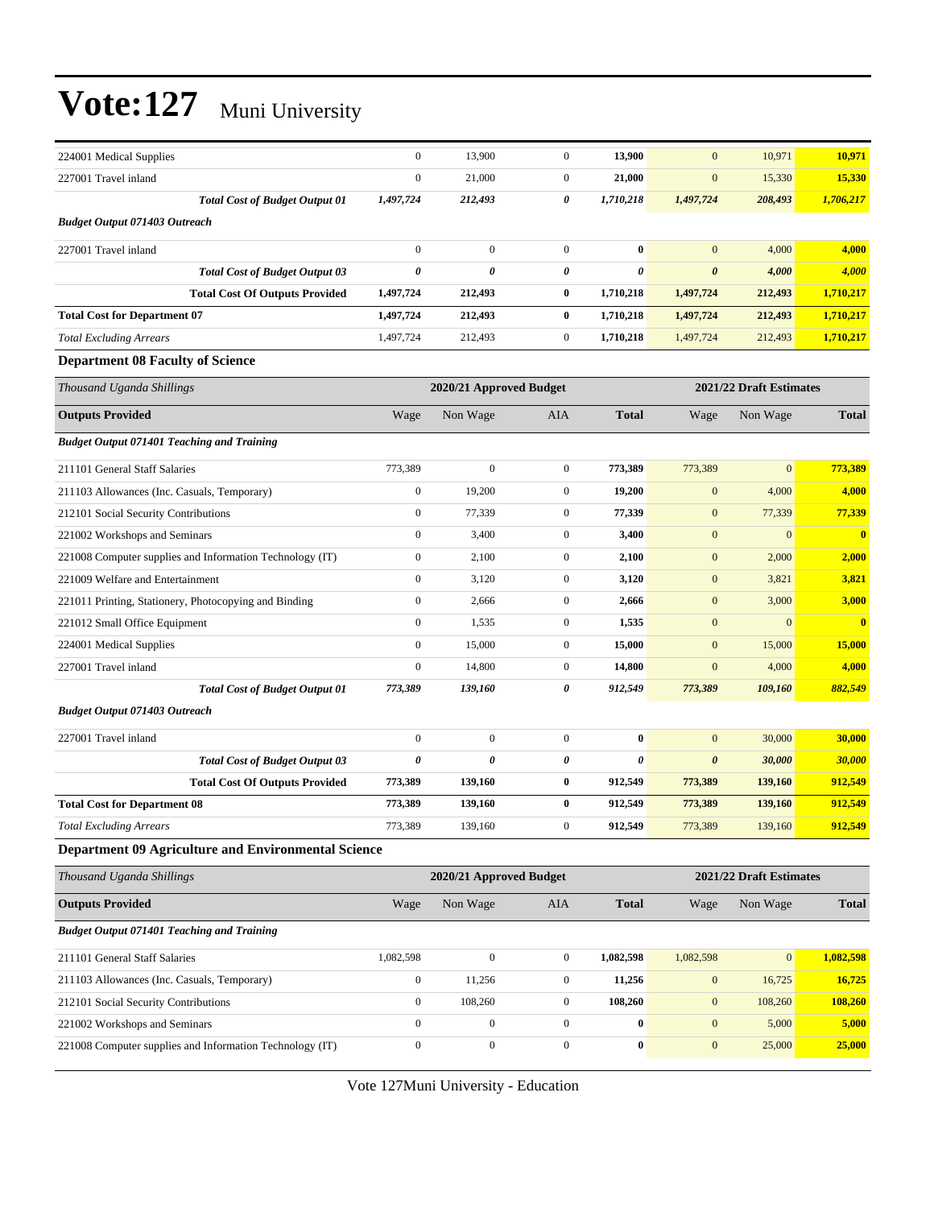# Vote:127 Muni University

| | | | | | | | |
|---|---|---|---|---|---|---|---|
| 224001 Medical Supplies | 0 | 13,900 | 0 | **13,900** | 0 | 10,971 | **10,971** |
| 227001 Travel inland | 0 | 21,000 | 0 | **21,000** | 0 | 15,330 | **15,330** |
| ***Total Cost of Budget Output 01*** | ***1,497,724*** | ***212,493*** | ***0*** | ***1,710,218*** | ***1,497,724*** | ***208,493*** | ***1,706,217*** |
| ***Budget Output 071403 Outreach*** | | | | | | | |
| 227001 Travel inland | 0 | 0 | 0 | **0** | 0 | 4,000 | **4,000** |
| ***Total Cost of Budget Output 03*** | ***0*** | ***0*** | ***0*** | ***0*** | ***0*** | ***4,000*** | ***4,000*** |
| **Total Cost Of Outputs Provided** | **1,497,724** | **212,493** | **0** | **1,710,218** | **1,497,724** | **212,493** | **1,710,217** |
| **Total Cost for Department 07** | **1,497,724** | **212,493** | **0** | **1,710,218** | **1,497,724** | **212,493** | **1,710,217** |
| *Total Excluding Arrears* | 1,497,724 | 212,493 | 0 | **1,710,218** | 1,497,724 | 212,493 | **1,710,217** |

**Department 08 Faculty of Science**

| *Thousand Uganda Shillings* | 2020/21 Approved Budget | | | | 2021/22 Draft Estimates | | |
|---|---|---|---|---|---|---|---|
| **Outputs Provided** | Wage | Non Wage | AIA | **Total** | Wage | Non Wage | **Total** |
| ***Budget Output 071401 Teaching and Training*** | | | | | | | |
| 211101 General Staff Salaries | 773,389 | 0 | 0 | **773,389** | 773,389 | 0 | **773,389** |
| 211103 Allowances (Inc. Casuals, Temporary) | 0 | 19,200 | 0 | **19,200** | 0 | 4,000 | **4,000** |
| 212101 Social Security Contributions | 0 | 77,339 | 0 | **77,339** | 0 | 77,339 | **77,339** |
| 221002 Workshops and Seminars | 0 | 3,400 | 0 | **3,400** | 0 | 0 | **0** |
| 221008 Computer supplies and Information Technology (IT) | 0 | 2,100 | 0 | **2,100** | 0 | 2,000 | **2,000** |
| 221009 Welfare and Entertainment | 0 | 3,120 | 0 | **3,120** | 0 | 3,821 | **3,821** |
| 221011 Printing, Stationery, Photocopying and Binding | 0 | 2,666 | 0 | **2,666** | 0 | 3,000 | **3,000** |
| 221012 Small Office Equipment | 0 | 1,535 | 0 | **1,535** | 0 | 0 | **0** |
| 224001 Medical Supplies | 0 | 15,000 | 0 | **15,000** | 0 | 15,000 | **15,000** |
| 227001 Travel inland | 0 | 14,800 | 0 | **14,800** | 0 | 4,000 | **4,000** |
| ***Total Cost of Budget Output 01*** | ***773,389*** | ***139,160*** | ***0*** | ***912,549*** | ***773,389*** | ***109,160*** | ***882,549*** |
| ***Budget Output 071403 Outreach*** | | | | | | | |
| 227001 Travel inland | 0 | 0 | 0 | **0** | 0 | 30,000 | **30,000** |
| ***Total Cost of Budget Output 03*** | ***0*** | ***0*** | ***0*** | ***0*** | ***0*** | ***30,000*** | ***30,000*** |
| **Total Cost Of Outputs Provided** | **773,389** | **139,160** | **0** | **912,549** | **773,389** | **139,160** | **912,549** |
| **Total Cost for Department 08** | **773,389** | **139,160** | **0** | **912,549** | **773,389** | **139,160** | **912,549** |
| *Total Excluding Arrears* | 773,389 | 139,160 | 0 | **912,549** | 773,389 | 139,160 | **912,549** |

**Department 09 Agriculture and Environmental Science**

| *Thousand Uganda Shillings* | 2020/21 Approved Budget | | | | 2021/22 Draft Estimates | | |
|---|---|---|---|---|---|---|---|
| **Outputs Provided** | Wage | Non Wage | AIA | **Total** | Wage | Non Wage | **Total** |
| ***Budget Output 071401 Teaching and Training*** | | | | | | | |
| 211101 General Staff Salaries | 1,082,598 | 0 | 0 | **1,082,598** | 1,082,598 | 0 | **1,082,598** |
| 211103 Allowances (Inc. Casuals, Temporary) | 0 | 11,256 | 0 | **11,256** | 0 | 16,725 | **16,725** |
| 212101 Social Security Contributions | 0 | 108,260 | 0 | **108,260** | 0 | 108,260 | **108,260** |
| 221002 Workshops and Seminars | 0 | 0 | 0 | **0** | 0 | 5,000 | **5,000** |
| 221008 Computer supplies and Information Technology (IT) | 0 | 0 | 0 | **0** | 0 | 25,000 | **25,000** |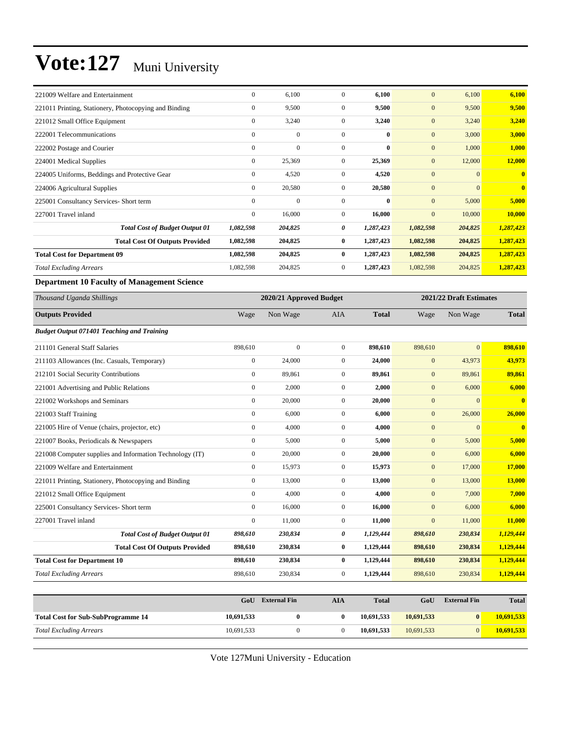# Vote:127 Muni University

| | | | | | | | |
|---|---|---|---|---|---|---|---|
| 221009 Welfare and Entertainment | 0 | 6,100 | 0 | **6,100** | 0 | 6,100 | **6,100** |
| 221011 Printing, Stationery, Photocopying and Binding | 0 | 9,500 | 0 | **9,500** | 0 | 9,500 | **9,500** |
| 221012 Small Office Equipment | 0 | 3,240 | 0 | **3,240** | 0 | 3,240 | **3,240** |
| 222001 Telecommunications | 0 | 0 | 0 | **0** | 0 | 3,000 | **3,000** |
| 222002 Postage and Courier | 0 | 0 | 0 | **0** | 0 | 1,000 | **1,000** |
| 224001 Medical Supplies | 0 | 25,369 | 0 | **25,369** | 0 | 12,000 | **12,000** |
| 224005 Uniforms, Beddings and Protective Gear | 0 | 4,520 | 0 | **4,520** | 0 | 0 | **0** |
| 224006 Agricultural Supplies | 0 | 20,580 | 0 | **20,580** | 0 | 0 | **0** |
| 225001 Consultancy Services- Short term | 0 | 0 | 0 | **0** | 0 | 5,000 | **5,000** |
| 227001 Travel inland | 0 | 16,000 | 0 | **16,000** | 0 | 10,000 | **10,000** |
| ***Total Cost of Budget Output 01*** | ***1,082,598*** | ***204,825*** | ***0*** | ***1,287,423*** | ***1,082,598*** | ***204,825*** | ***1,287,423*** |
| **Total Cost Of Outputs Provided** | **1,082,598** | **204,825** | **0** | **1,287,423** | **1,082,598** | **204,825** | **1,287,423** |
| **Total Cost for Department 09** | **1,082,598** | **204,825** | **0** | **1,287,423** | **1,082,598** | **204,825** | **1,287,423** |
| *Total Excluding Arrears* | 1,082,598 | 204,825 | 0 | **1,287,423** | 1,082,598 | 204,825 | **1,287,423** |

**Department 10 Faculty of Management Science**

| *Thousand Uganda Shillings* | 2020/21 Approved Budget | | | | 2021/22 Draft Estimates | | |
|---|---|---|---|---|---|---|---|
| **Outputs Provided** | Wage | Non Wage | AIA | **Total** | Wage | Non Wage | **Total** |
| ***Budget Output 071401 Teaching and Training*** | | | | | | | |
| 211101 General Staff Salaries | 898,610 | 0 | 0 | **898,610** | 898,610 | 0 | **898,610** |
| 211103 Allowances (Inc. Casuals, Temporary) | 0 | 24,000 | 0 | **24,000** | 0 | 43,973 | **43,973** |
| 212101 Social Security Contributions | 0 | 89,861 | 0 | **89,861** | 0 | 89,861 | **89,861** |
| 221001 Advertising and Public Relations | 0 | 2,000 | 0 | **2,000** | 0 | 6,000 | **6,000** |
| 221002 Workshops and Seminars | 0 | 20,000 | 0 | **20,000** | 0 | 0 | **0** |
| 221003 Staff Training | 0 | 6,000 | 0 | **6,000** | 0 | 26,000 | **26,000** |
| 221005 Hire of Venue (chairs, projector, etc) | 0 | 4,000 | 0 | **4,000** | 0 | 0 | **0** |
| 221007 Books, Periodicals & Newspapers | 0 | 5,000 | 0 | **5,000** | 0 | 5,000 | **5,000** |
| 221008 Computer supplies and Information Technology (IT) | 0 | 20,000 | 0 | **20,000** | 0 | 6,000 | **6,000** |
| 221009 Welfare and Entertainment | 0 | 15,973 | 0 | **15,973** | 0 | 17,000 | **17,000** |
| 221011 Printing, Stationery, Photocopying and Binding | 0 | 13,000 | 0 | **13,000** | 0 | 13,000 | **13,000** |
| 221012 Small Office Equipment | 0 | 4,000 | 0 | **4,000** | 0 | 7,000 | **7,000** |
| 225001 Consultancy Services- Short term | 0 | 16,000 | 0 | **16,000** | 0 | 6,000 | **6,000** |
| 227001 Travel inland | 0 | 11,000 | 0 | **11,000** | 0 | 11,000 | **11,000** |
| ***Total Cost of Budget Output 01*** | ***898,610*** | ***230,834*** | ***0*** | ***1,129,444*** | ***898,610*** | ***230,834*** | ***1,129,444*** |
| **Total Cost Of Outputs Provided** | **898,610** | **230,834** | **0** | **1,129,444** | **898,610** | **230,834** | **1,129,444** |
| **Total Cost for Department 10** | **898,610** | **230,834** | **0** | **1,129,444** | **898,610** | **230,834** | **1,129,444** |
| *Total Excluding Arrears* | 898,610 | 230,834 | 0 | **1,129,444** | 898,610 | 230,834 | **1,129,444** |

| | GoU | External Fin | AIA | Total | GoU | External Fin | Total |
|---|---|---|---|---|---|---|---|
| **Total Cost for Sub-SubProgramme 14** | **10,691,533** | **0** | **0** | **10,691,533** | **10,691,533** | **0** | **10,691,533** |
| *Total Excluding Arrears* | 10,691,533 | 0 | 0 | **10,691,533** | 10,691,533 | 0 | **10,691,533** |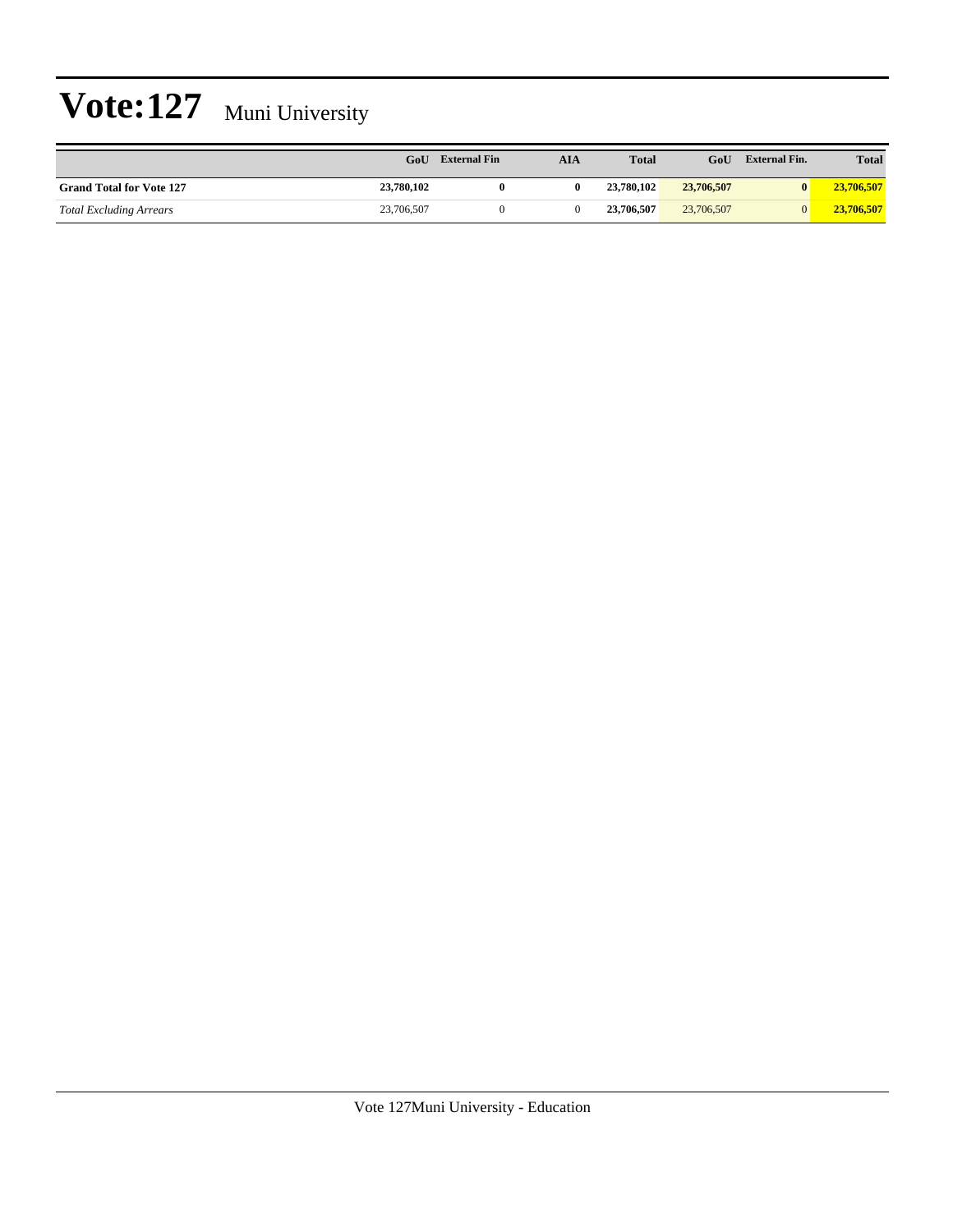# Vote:127 Muni University

| | GoU | External Fin | AIA | Total | GoU | External Fin. | Total |
|---|---|---|---|---|---|---|---|
| **Grand Total for Vote 127** | **23,780,102** | **0** | **0** | **23,780,102** | **23,706,507** | **0** | **23,706,507** |
| *Total Excluding Arrears* | 23,706,507 | 0 | 0 | **23,706,507** | 23,706,507 | 0 | **23,706,507** |